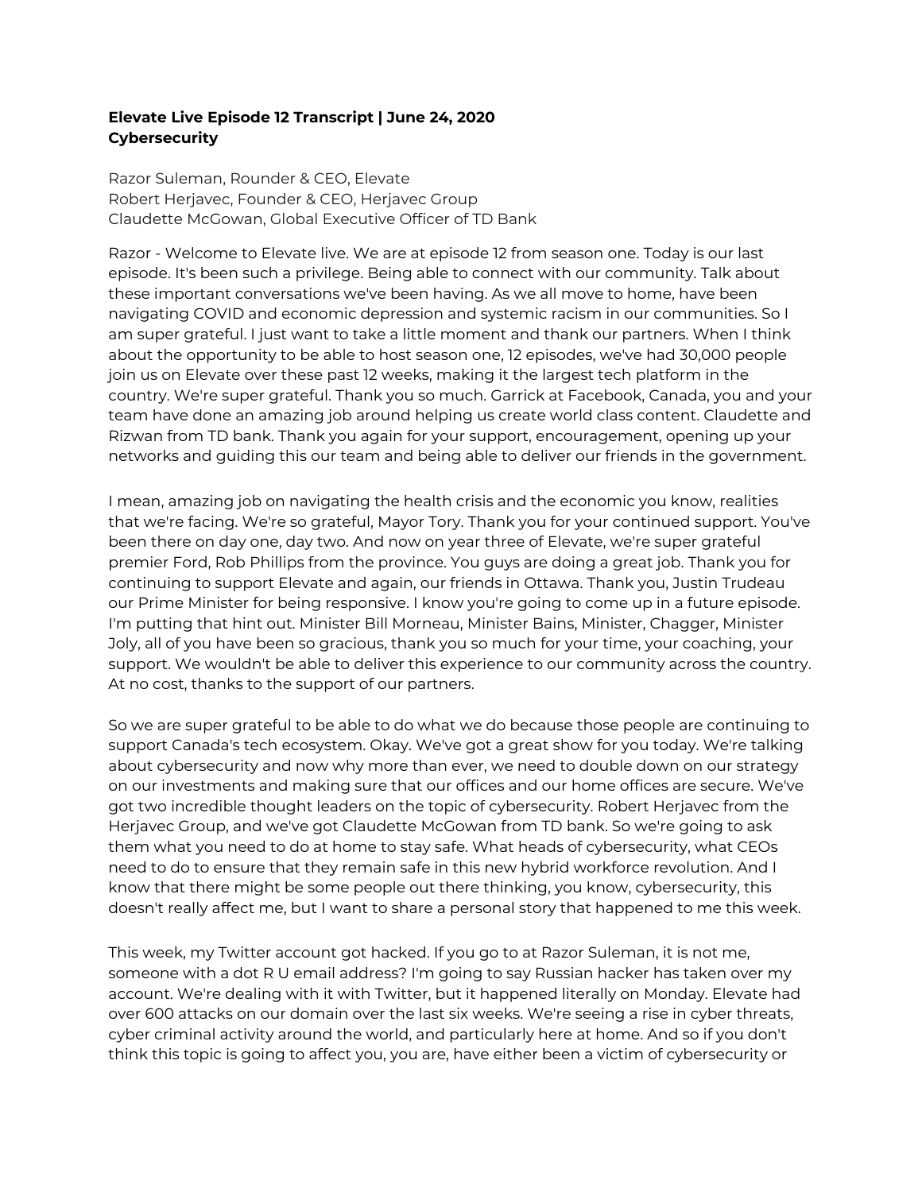**Elevate Live Episode 12 Transcript | June 24, 2020**
**Cybersecurity**

Razor Suleman, Rounder & CEO, Elevate
Robert Herjavec, Founder & CEO, Herjavec Group
Claudette McGowan, Global Executive Officer of TD Bank

Razor - Welcome to Elevate live. We are at episode 12 from season one. Today is our last episode. It's been such a privilege. Being able to connect with our community. Talk about these important conversations we've been having. As we all move to home, have been navigating COVID and economic depression and systemic racism in our communities. So I am super grateful. I just want to take a little moment and thank our partners. When I think about the opportunity to be able to host season one, 12 episodes, we've had 30,000 people join us on Elevate over these past 12 weeks, making it the largest tech platform in the country. We're super grateful. Thank you so much. Garrick at Facebook, Canada, you and your team have done an amazing job around helping us create world class content. Claudette and Rizwan from TD bank. Thank you again for your support, encouragement, opening up your networks and guiding this our team and being able to deliver our friends in the government.

I mean, amazing job on navigating the health crisis and the economic you know, realities that we're facing. We're so grateful, Mayor Tory. Thank you for your continued support. You've been there on day one, day two. And now on year three of Elevate, we're super grateful premier Ford, Rob Phillips from the province. You guys are doing a great job. Thank you for continuing to support Elevate and again, our friends in Ottawa. Thank you, Justin Trudeau our Prime Minister for being responsive. I know you're going to come up in a future episode. I'm putting that hint out. Minister Bill Morneau, Minister Bains, Minister, Chagger, Minister Joly, all of you have been so gracious, thank you so much for your time, your coaching, your support. We wouldn't be able to deliver this experience to our community across the country. At no cost, thanks to the support of our partners.

So we are super grateful to be able to do what we do because those people are continuing to support Canada's tech ecosystem. Okay. We've got a great show for you today. We're talking about cybersecurity and now why more than ever, we need to double down on our strategy on our investments and making sure that our offices and our home offices are secure. We've got two incredible thought leaders on the topic of cybersecurity. Robert Herjavec from the Herjavec Group, and we've got Claudette McGowan from TD bank. So we're going to ask them what you need to do at home to stay safe. What heads of cybersecurity, what CEOs need to do to ensure that they remain safe in this new hybrid workforce revolution. And I know that there might be some people out there thinking, you know, cybersecurity, this doesn't really affect me, but I want to share a personal story that happened to me this week.

This week, my Twitter account got hacked. If you go to at Razor Suleman, it is not me, someone with a dot R U email address? I'm going to say Russian hacker has taken over my account. We're dealing with it with Twitter, but it happened literally on Monday. Elevate had over 600 attacks on our domain over the last six weeks. We're seeing a rise in cyber threats, cyber criminal activity around the world, and particularly here at home. And so if you don't think this topic is going to affect you, you are, have either been a victim of cybersecurity or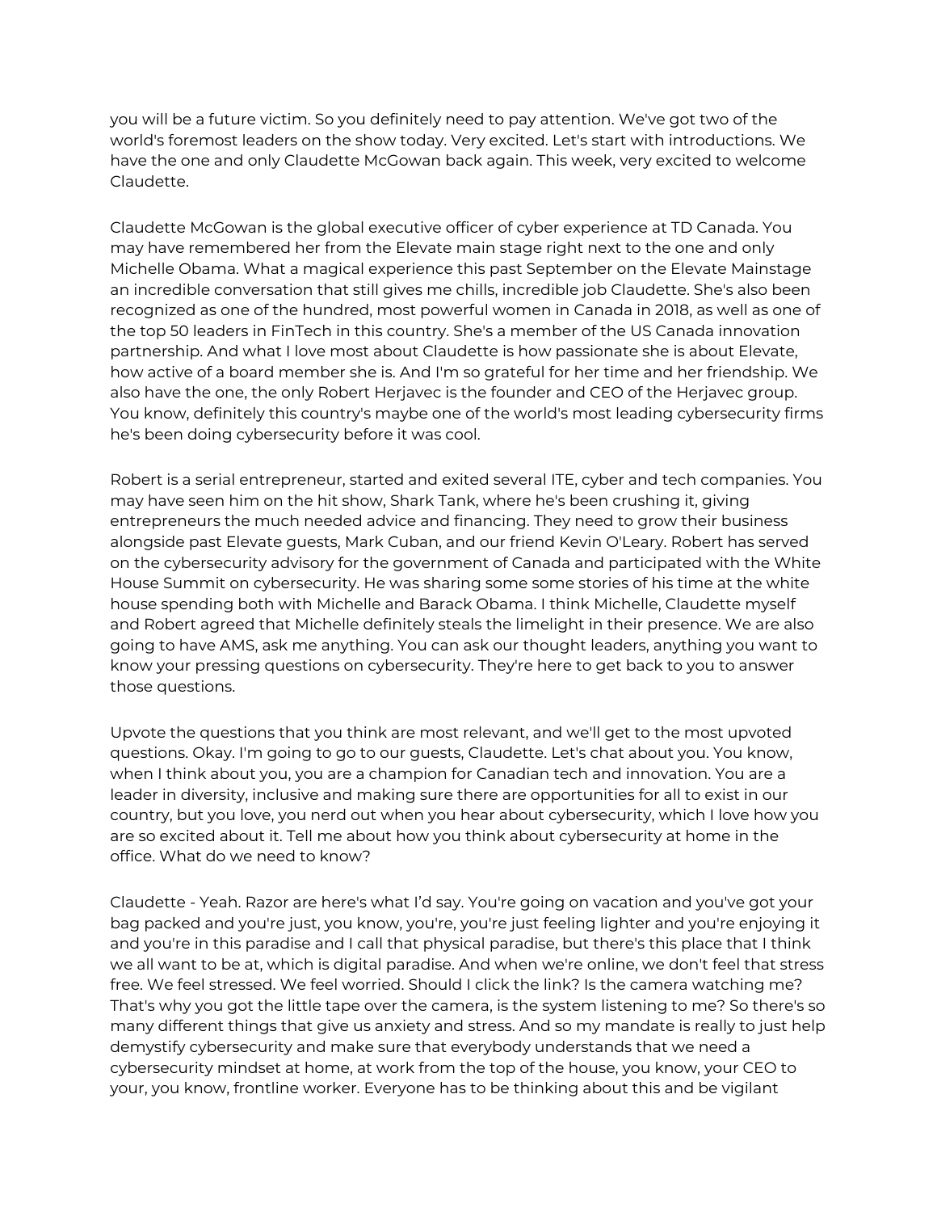you will be a future victim. So you definitely need to pay attention. We've got two of the world's foremost leaders on the show today. Very excited. Let's start with introductions. We have the one and only Claudette McGowan back again. This week, very excited to welcome Claudette.

Claudette McGowan is the global executive officer of cyber experience at TD Canada. You may have remembered her from the Elevate main stage right next to the one and only Michelle Obama. What a magical experience this past September on the Elevate Mainstage an incredible conversation that still gives me chills, incredible job Claudette. She's also been recognized as one of the hundred, most powerful women in Canada in 2018, as well as one of the top 50 leaders in FinTech in this country. She's a member of the US Canada innovation partnership. And what I love most about Claudette is how passionate she is about Elevate, how active of a board member she is. And I'm so grateful for her time and her friendship. We also have the one, the only Robert Herjavec is the founder and CEO of the Herjavec group. You know, definitely this country's maybe one of the world's most leading cybersecurity firms he's been doing cybersecurity before it was cool.

Robert is a serial entrepreneur, started and exited several ITE, cyber and tech companies. You may have seen him on the hit show, Shark Tank, where he's been crushing it, giving entrepreneurs the much needed advice and financing. They need to grow their business alongside past Elevate guests, Mark Cuban, and our friend Kevin O'Leary. Robert has served on the cybersecurity advisory for the government of Canada and participated with the White House Summit on cybersecurity. He was sharing some some stories of his time at the white house spending both with Michelle and Barack Obama. I think Michelle, Claudette myself and Robert agreed that Michelle definitely steals the limelight in their presence. We are also going to have AMS, ask me anything. You can ask our thought leaders, anything you want to know your pressing questions on cybersecurity. They're here to get back to you to answer those questions.

Upvote the questions that you think are most relevant, and we'll get to the most upvoted questions. Okay. I'm going to go to our guests, Claudette. Let's chat about you. You know, when I think about you, you are a champion for Canadian tech and innovation. You are a leader in diversity, inclusive and making sure there are opportunities for all to exist in our country, but you love, you nerd out when you hear about cybersecurity, which I love how you are so excited about it. Tell me about how you think about cybersecurity at home in the office. What do we need to know?

Claudette - Yeah. Razor are here's what I'd say. You're going on vacation and you've got your bag packed and you're just, you know, you're, you're just feeling lighter and you're enjoying it and you're in this paradise and I call that physical paradise, but there's this place that I think we all want to be at, which is digital paradise. And when we're online, we don't feel that stress free. We feel stressed. We feel worried. Should I click the link? Is the camera watching me? That's why you got the little tape over the camera, is the system listening to me? So there's so many different things that give us anxiety and stress. And so my mandate is really to just help demystify cybersecurity and make sure that everybody understands that we need a cybersecurity mindset at home, at work from the top of the house, you know, your CEO to your, you know, frontline worker. Everyone has to be thinking about this and be vigilant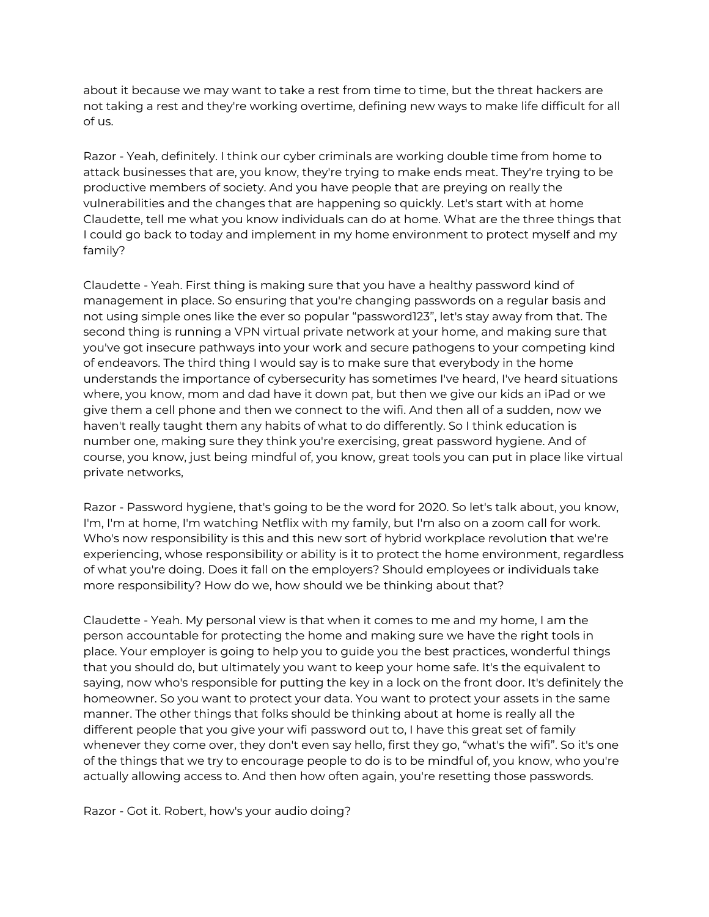about it because we may want to take a rest from time to time, but the threat hackers are not taking a rest and they're working overtime, defining new ways to make life difficult for all of us.

Razor - Yeah, definitely. I think our cyber criminals are working double time from home to attack businesses that are, you know, they're trying to make ends meat. They're trying to be productive members of society. And you have people that are preying on really the vulnerabilities and the changes that are happening so quickly. Let's start with at home Claudette, tell me what you know individuals can do at home. What are the three things that I could go back to today and implement in my home environment to protect myself and my family?

Claudette - Yeah. First thing is making sure that you have a healthy password kind of management in place. So ensuring that you're changing passwords on a regular basis and not using simple ones like the ever so popular "password123", let's stay away from that. The second thing is running a VPN virtual private network at your home, and making sure that you've got insecure pathways into your work and secure pathogens to your competing kind of endeavors. The third thing I would say is to make sure that everybody in the home understands the importance of cybersecurity has sometimes I've heard, I've heard situations where, you know, mom and dad have it down pat, but then we give our kids an iPad or we give them a cell phone and then we connect to the wifi. And then all of a sudden, now we haven't really taught them any habits of what to do differently. So I think education is number one, making sure they think you're exercising, great password hygiene. And of course, you know, just being mindful of, you know, great tools you can put in place like virtual private networks,

Razor - Password hygiene, that's going to be the word for 2020. So let's talk about, you know, I'm, I'm at home, I'm watching Netflix with my family, but I'm also on a zoom call for work. Who's now responsibility is this and this new sort of hybrid workplace revolution that we're experiencing, whose responsibility or ability is it to protect the home environment, regardless of what you're doing. Does it fall on the employers? Should employees or individuals take more responsibility? How do we, how should we be thinking about that?

Claudette - Yeah. My personal view is that when it comes to me and my home, I am the person accountable for protecting the home and making sure we have the right tools in place. Your employer is going to help you to guide you the best practices, wonderful things that you should do, but ultimately you want to keep your home safe. It's the equivalent to saying, now who's responsible for putting the key in a lock on the front door. It's definitely the homeowner. So you want to protect your data. You want to protect your assets in the same manner. The other things that folks should be thinking about at home is really all the different people that you give your wifi password out to, I have this great set of family whenever they come over, they don't even say hello, first they go, "what's the wifi". So it's one of the things that we try to encourage people to do is to be mindful of, you know, who you're actually allowing access to. And then how often again, you're resetting those passwords.

Razor - Got it. Robert, how's your audio doing?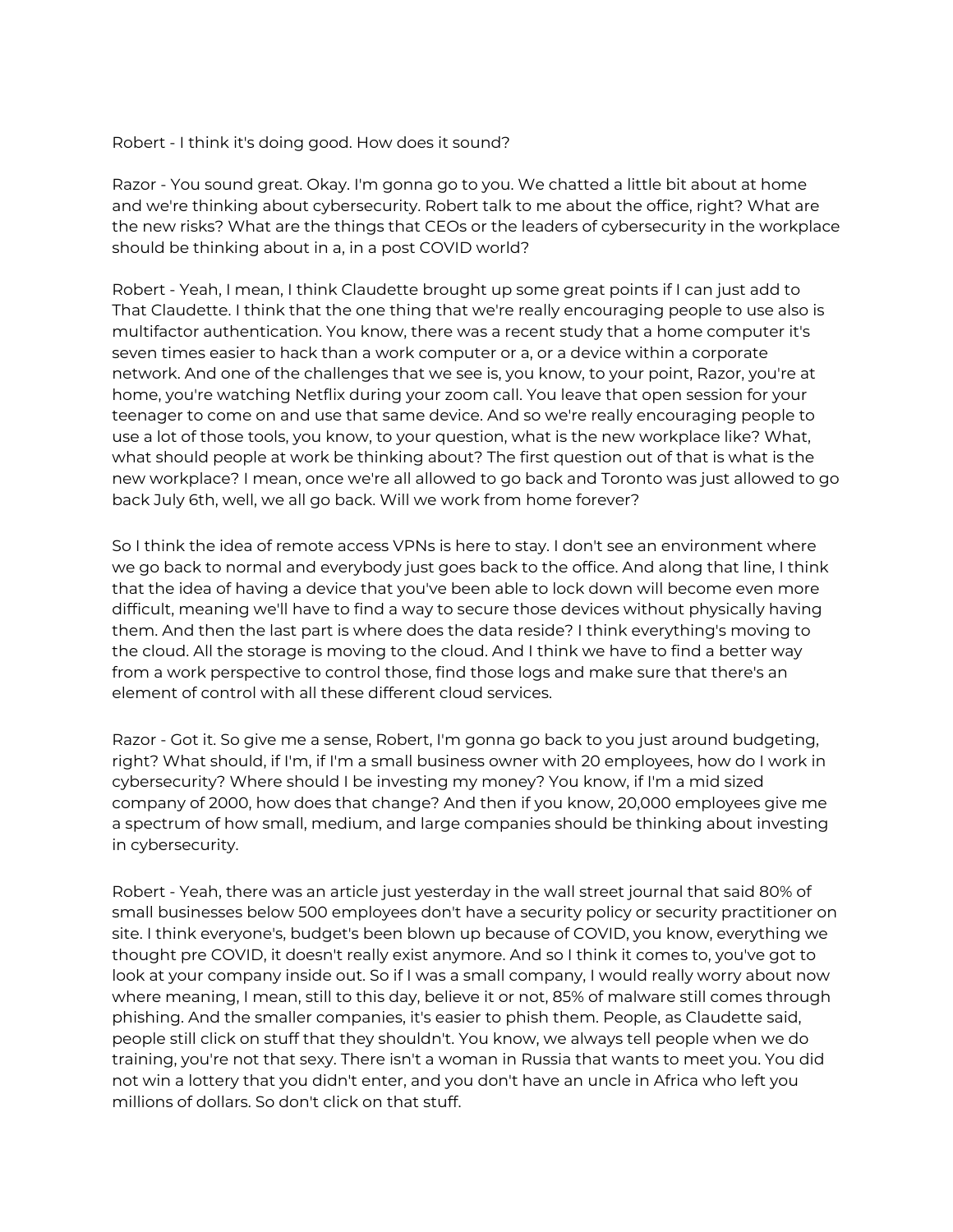Robert - I think it's doing good. How does it sound?

Razor - You sound great. Okay. I'm gonna go to you. We chatted a little bit about at home and we're thinking about cybersecurity. Robert talk to me about the office, right? What are the new risks? What are the things that CEOs or the leaders of cybersecurity in the workplace should be thinking about in a, in a post COVID world?

Robert - Yeah, I mean, I think Claudette brought up some great points if I can just add to That Claudette. I think that the one thing that we're really encouraging people to use also is multifactor authentication. You know, there was a recent study that a home computer it's seven times easier to hack than a work computer or a, or a device within a corporate network. And one of the challenges that we see is, you know, to your point, Razor, you're at home, you're watching Netflix during your zoom call. You leave that open session for your teenager to come on and use that same device. And so we're really encouraging people to use a lot of those tools, you know, to your question, what is the new workplace like? What, what should people at work be thinking about? The first question out of that is what is the new workplace? I mean, once we're all allowed to go back and Toronto was just allowed to go back July 6th, well, we all go back. Will we work from home forever?

So I think the idea of remote access VPNs is here to stay. I don't see an environment where we go back to normal and everybody just goes back to the office. And along that line, I think that the idea of having a device that you've been able to lock down will become even more difficult, meaning we'll have to find a way to secure those devices without physically having them. And then the last part is where does the data reside? I think everything's moving to the cloud. All the storage is moving to the cloud. And I think we have to find a better way from a work perspective to control those, find those logs and make sure that there's an element of control with all these different cloud services.

Razor - Got it. So give me a sense, Robert, I'm gonna go back to you just around budgeting, right? What should, if I'm, if I'm a small business owner with 20 employees, how do I work in cybersecurity? Where should I be investing my money? You know, if I'm a mid sized company of 2000, how does that change? And then if you know, 20,000 employees give me a spectrum of how small, medium, and large companies should be thinking about investing in cybersecurity.

Robert - Yeah, there was an article just yesterday in the wall street journal that said 80% of small businesses below 500 employees don't have a security policy or security practitioner on site. I think everyone's, budget's been blown up because of COVID, you know, everything we thought pre COVID, it doesn't really exist anymore. And so I think it comes to, you've got to look at your company inside out. So if I was a small company, I would really worry about now where meaning, I mean, still to this day, believe it or not, 85% of malware still comes through phishing. And the smaller companies, it's easier to phish them. People, as Claudette said, people still click on stuff that they shouldn't. You know, we always tell people when we do training, you're not that sexy. There isn't a woman in Russia that wants to meet you. You did not win a lottery that you didn't enter, and you don't have an uncle in Africa who left you millions of dollars. So don't click on that stuff.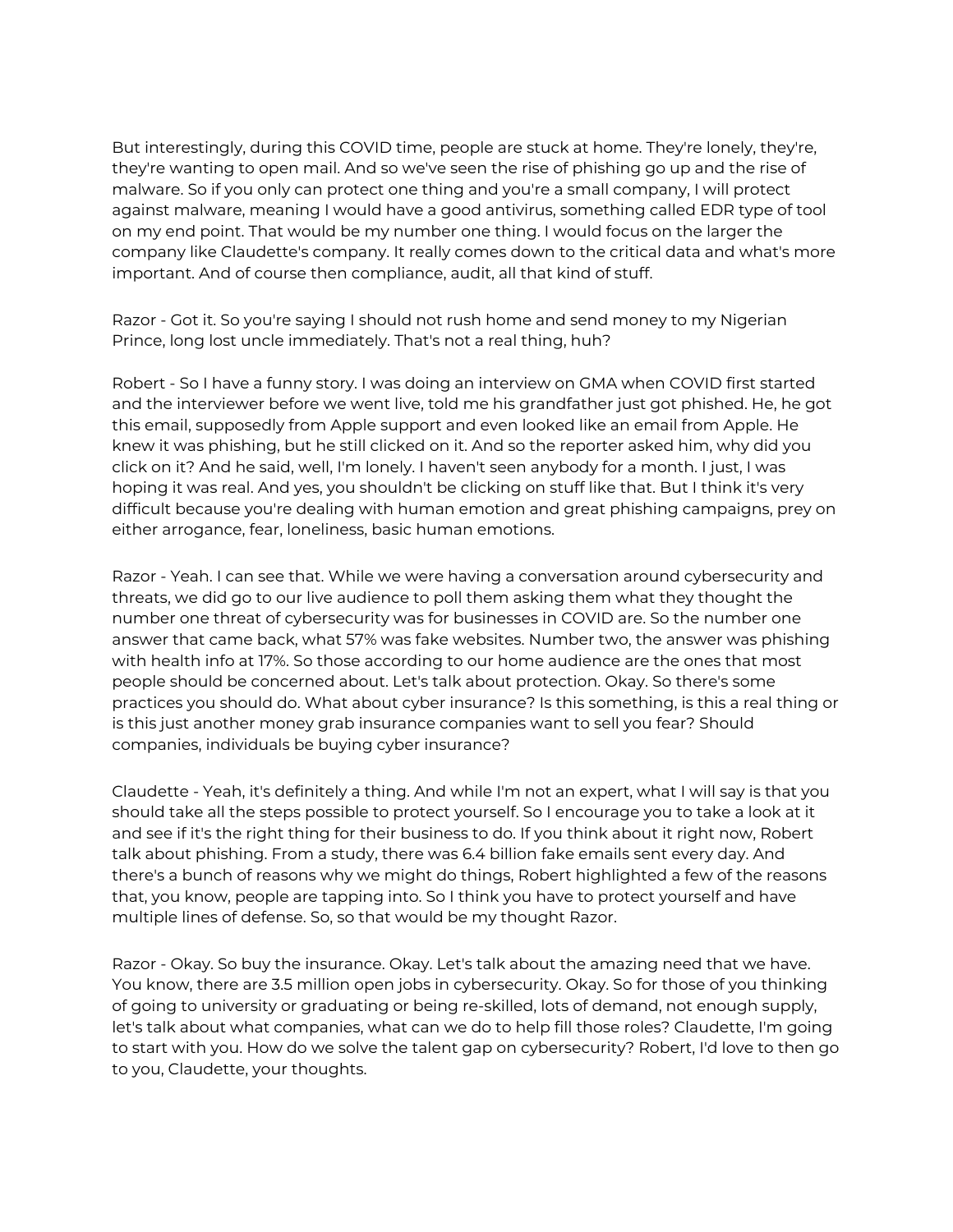But interestingly, during this COVID time, people are stuck at home. They're lonely, they're, they're wanting to open mail. And so we've seen the rise of phishing go up and the rise of malware. So if you only can protect one thing and you're a small company, I will protect against malware, meaning I would have a good antivirus, something called EDR type of tool on my end point. That would be my number one thing. I would focus on the larger the company like Claudette's company. It really comes down to the critical data and what's more important. And of course then compliance, audit, all that kind of stuff.

Razor - Got it. So you're saying I should not rush home and send money to my Nigerian Prince, long lost uncle immediately. That's not a real thing, huh?

Robert - So I have a funny story. I was doing an interview on GMA when COVID first started and the interviewer before we went live, told me his grandfather just got phished. He, he got this email, supposedly from Apple support and even looked like an email from Apple. He knew it was phishing, but he still clicked on it. And so the reporter asked him, why did you click on it? And he said, well, I'm lonely. I haven't seen anybody for a month. I just, I was hoping it was real. And yes, you shouldn't be clicking on stuff like that. But I think it's very difficult because you're dealing with human emotion and great phishing campaigns, prey on either arrogance, fear, loneliness, basic human emotions.

Razor - Yeah. I can see that. While we were having a conversation around cybersecurity and threats, we did go to our live audience to poll them asking them what they thought the number one threat of cybersecurity was for businesses in COVID are. So the number one answer that came back, what 57% was fake websites. Number two, the answer was phishing with health info at 17%. So those according to our home audience are the ones that most people should be concerned about. Let's talk about protection. Okay. So there's some practices you should do. What about cyber insurance? Is this something, is this a real thing or is this just another money grab insurance companies want to sell you fear? Should companies, individuals be buying cyber insurance?

Claudette - Yeah, it's definitely a thing. And while I'm not an expert, what I will say is that you should take all the steps possible to protect yourself. So I encourage you to take a look at it and see if it's the right thing for their business to do. If you think about it right now, Robert talk about phishing. From a study, there was 6.4 billion fake emails sent every day. And there's a bunch of reasons why we might do things, Robert highlighted a few of the reasons that, you know, people are tapping into. So I think you have to protect yourself and have multiple lines of defense. So, so that would be my thought Razor.

Razor - Okay. So buy the insurance. Okay. Let's talk about the amazing need that we have. You know, there are 3.5 million open jobs in cybersecurity. Okay. So for those of you thinking of going to university or graduating or being re-skilled, lots of demand, not enough supply, let's talk about what companies, what can we do to help fill those roles? Claudette, I'm going to start with you. How do we solve the talent gap on cybersecurity? Robert, I'd love to then go to you, Claudette, your thoughts.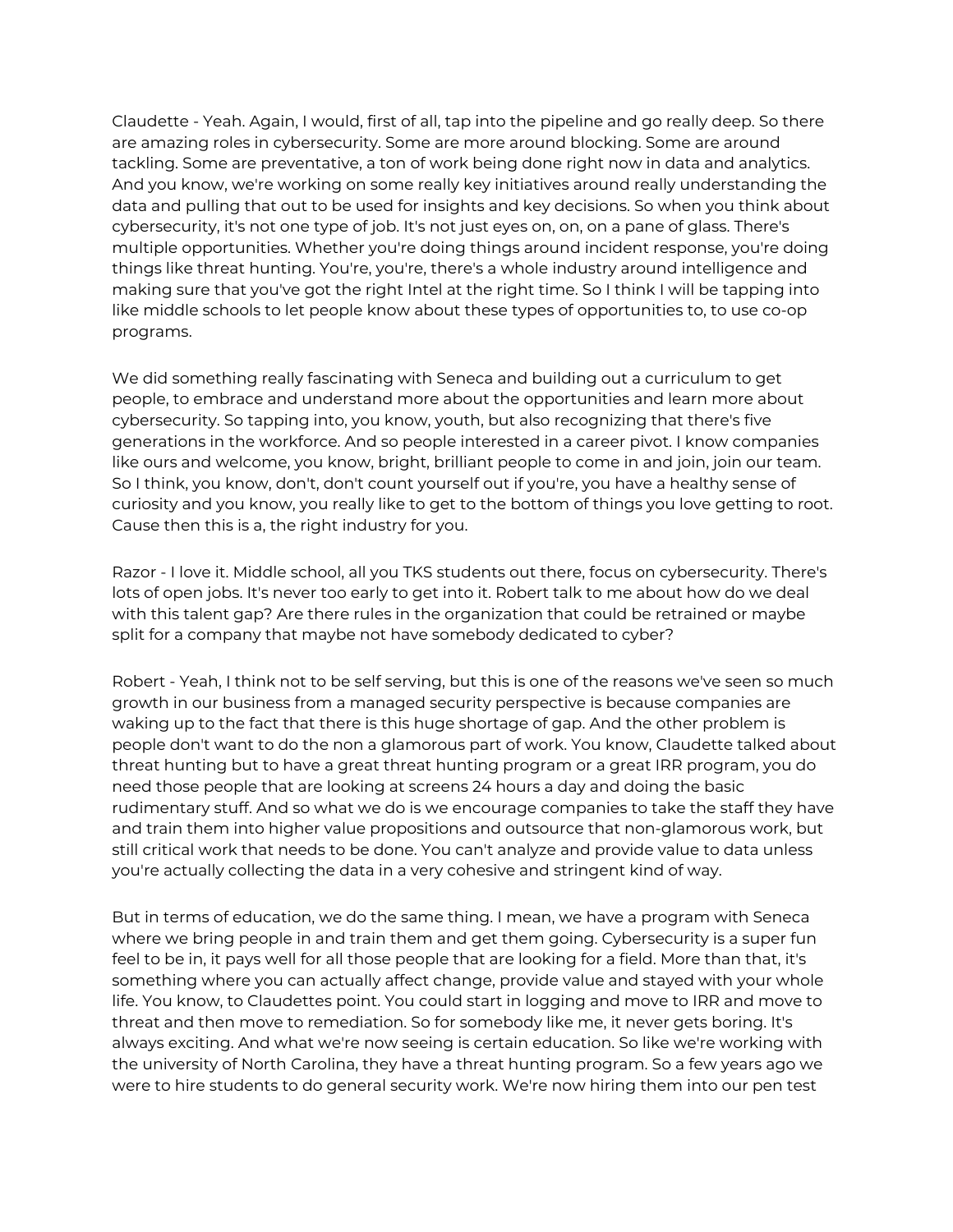Claudette - Yeah. Again, I would, first of all, tap into the pipeline and go really deep. So there are amazing roles in cybersecurity. Some are more around blocking. Some are around tackling. Some are preventative, a ton of work being done right now in data and analytics. And you know, we're working on some really key initiatives around really understanding the data and pulling that out to be used for insights and key decisions. So when you think about cybersecurity, it's not one type of job. It's not just eyes on, on, on a pane of glass. There's multiple opportunities. Whether you're doing things around incident response, you're doing things like threat hunting. You're, you're, there's a whole industry around intelligence and making sure that you've got the right Intel at the right time. So I think I will be tapping into like middle schools to let people know about these types of opportunities to, to use co-op programs.

We did something really fascinating with Seneca and building out a curriculum to get people, to embrace and understand more about the opportunities and learn more about cybersecurity. So tapping into, you know, youth, but also recognizing that there's five generations in the workforce. And so people interested in a career pivot. I know companies like ours and welcome, you know, bright, brilliant people to come in and join, join our team. So I think, you know, don't, don't count yourself out if you're, you have a healthy sense of curiosity and you know, you really like to get to the bottom of things you love getting to root. Cause then this is a, the right industry for you.

Razor - I love it. Middle school, all you TKS students out there, focus on cybersecurity. There's lots of open jobs. It's never too early to get into it. Robert talk to me about how do we deal with this talent gap? Are there rules in the organization that could be retrained or maybe split for a company that maybe not have somebody dedicated to cyber?

Robert - Yeah, I think not to be self serving, but this is one of the reasons we've seen so much growth in our business from a managed security perspective is because companies are waking up to the fact that there is this huge shortage of gap. And the other problem is people don't want to do the non a glamorous part of work. You know, Claudette talked about threat hunting but to have a great threat hunting program or a great IRR program, you do need those people that are looking at screens 24 hours a day and doing the basic rudimentary stuff. And so what we do is we encourage companies to take the staff they have and train them into higher value propositions and outsource that non-glamorous work, but still critical work that needs to be done. You can't analyze and provide value to data unless you're actually collecting the data in a very cohesive and stringent kind of way.

But in terms of education, we do the same thing. I mean, we have a program with Seneca where we bring people in and train them and get them going. Cybersecurity is a super fun feel to be in, it pays well for all those people that are looking for a field. More than that, it's something where you can actually affect change, provide value and stayed with your whole life. You know, to Claudettes point. You could start in logging and move to IRR and move to threat and then move to remediation. So for somebody like me, it never gets boring. It's always exciting. And what we're now seeing is certain education. So like we're working with the university of North Carolina, they have a threat hunting program. So a few years ago we were to hire students to do general security work. We're now hiring them into our pen test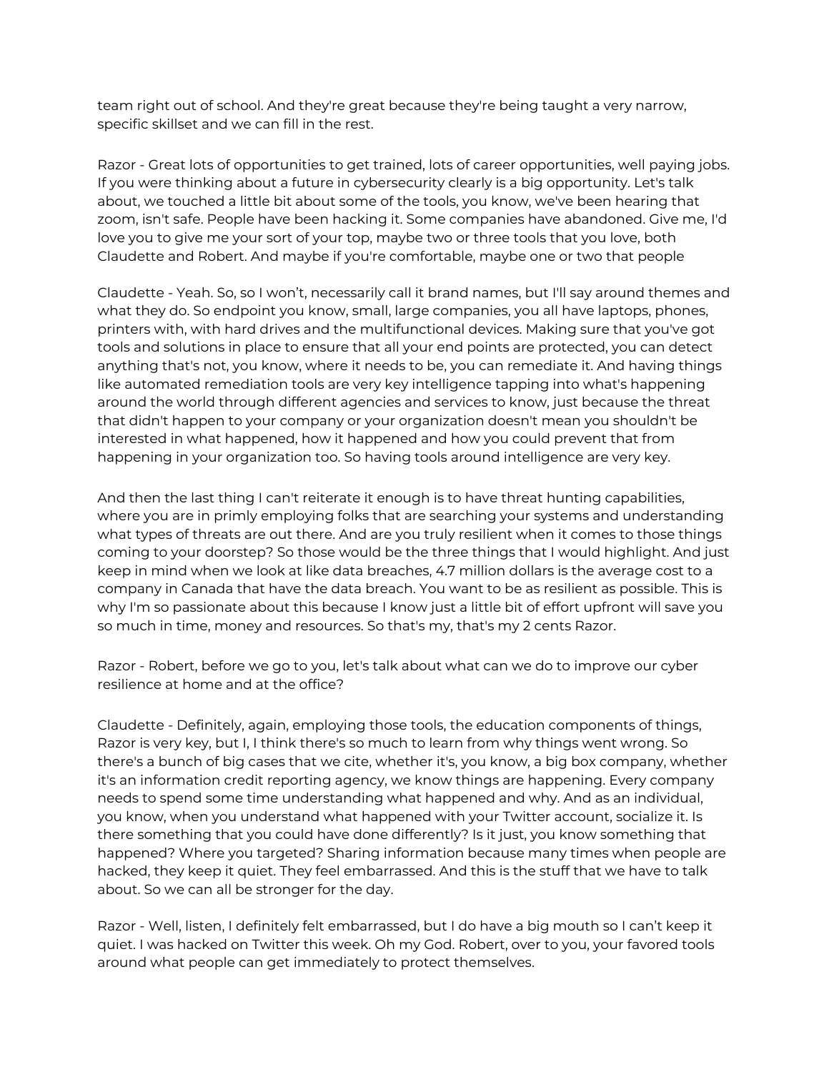team right out of school. And they're great because they're being taught a very narrow, specific skillset and we can fill in the rest.

Razor - Great lots of opportunities to get trained, lots of career opportunities, well paying jobs. If you were thinking about a future in cybersecurity clearly is a big opportunity. Let's talk about, we touched a little bit about some of the tools, you know, we've been hearing that zoom, isn't safe. People have been hacking it. Some companies have abandoned. Give me, I'd love you to give me your sort of your top, maybe two or three tools that you love, both Claudette and Robert. And maybe if you're comfortable, maybe one or two that people

Claudette - Yeah. So, so I won't, necessarily call it brand names, but I'll say around themes and what they do. So endpoint you know, small, large companies, you all have laptops, phones, printers with, with hard drives and the multifunctional devices. Making sure that you've got tools and solutions in place to ensure that all your end points are protected, you can detect anything that's not, you know, where it needs to be, you can remediate it. And having things like automated remediation tools are very key intelligence tapping into what's happening around the world through different agencies and services to know, just because the threat that didn't happen to your company or your organization doesn't mean you shouldn't be interested in what happened, how it happened and how you could prevent that from happening in your organization too. So having tools around intelligence are very key.

And then the last thing I can't reiterate it enough is to have threat hunting capabilities, where you are in primly employing folks that are searching your systems and understanding what types of threats are out there. And are you truly resilient when it comes to those things coming to your doorstep? So those would be the three things that I would highlight. And just keep in mind when we look at like data breaches, 4.7 million dollars is the average cost to a company in Canada that have the data breach. You want to be as resilient as possible. This is why I'm so passionate about this because I know just a little bit of effort upfront will save you so much in time, money and resources. So that's my, that's my 2 cents Razor.

Razor - Robert, before we go to you, let's talk about what can we do to improve our cyber resilience at home and at the office?

Claudette - Definitely, again, employing those tools, the education components of things, Razor is very key, but I, I think there's so much to learn from why things went wrong. So there's a bunch of big cases that we cite, whether it's, you know, a big box company, whether it's an information credit reporting agency, we know things are happening. Every company needs to spend some time understanding what happened and why. And as an individual, you know, when you understand what happened with your Twitter account, socialize it. Is there something that you could have done differently? Is it just, you know something that happened? Where you targeted? Sharing information because many times when people are hacked, they keep it quiet. They feel embarrassed. And this is the stuff that we have to talk about. So we can all be stronger for the day.

Razor - Well, listen, I definitely felt embarrassed, but I do have a big mouth so I can't keep it quiet. I was hacked on Twitter this week. Oh my God. Robert, over to you, your favored tools around what people can get immediately to protect themselves.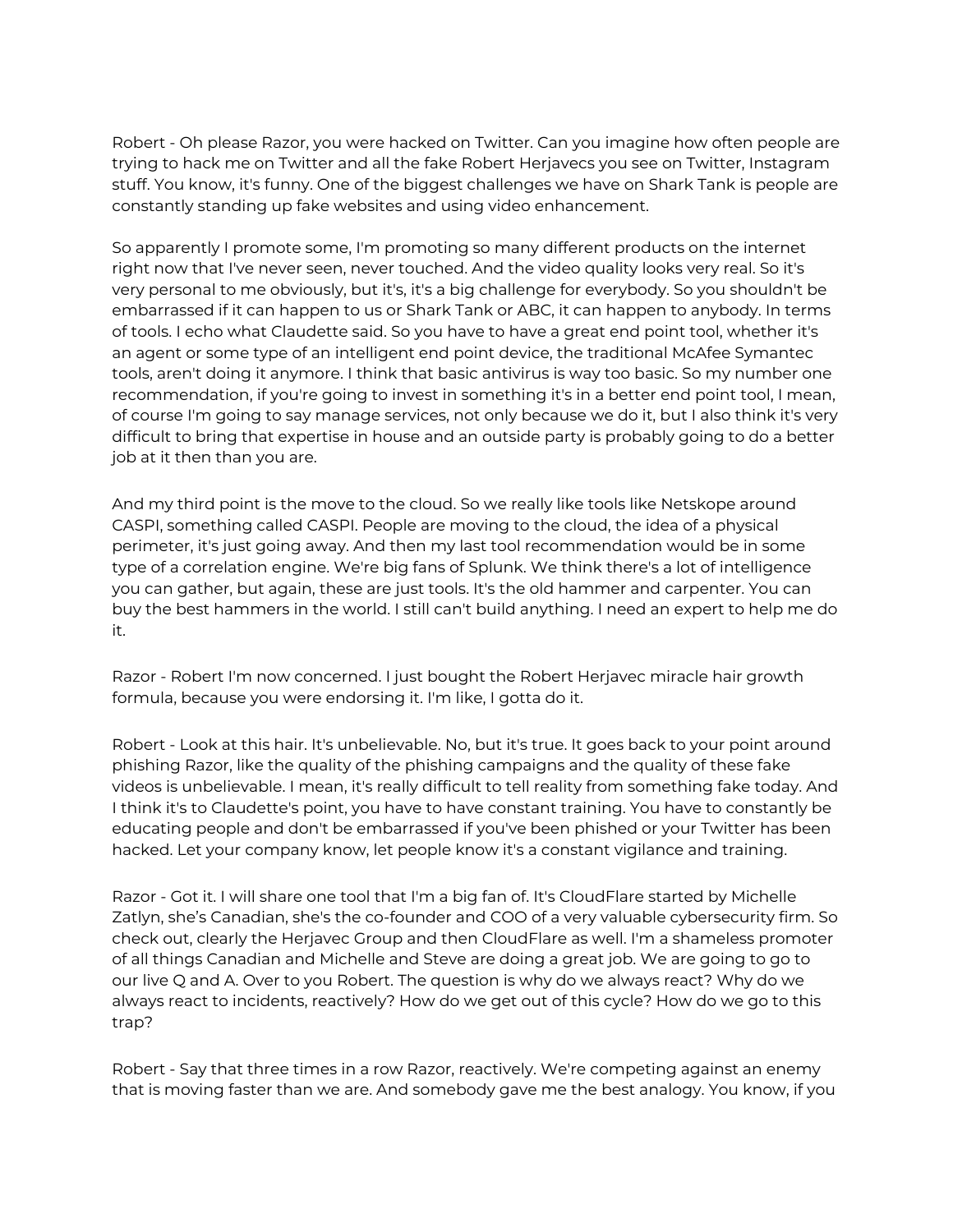Robert - Oh please Razor, you were hacked on Twitter. Can you imagine how often people are trying to hack me on Twitter and all the fake Robert Herjavecs you see on Twitter, Instagram stuff. You know, it's funny. One of the biggest challenges we have on Shark Tank is people are constantly standing up fake websites and using video enhancement.

So apparently I promote some, I'm promoting so many different products on the internet right now that I've never seen, never touched. And the video quality looks very real. So it's very personal to me obviously, but it's, it's a big challenge for everybody. So you shouldn't be embarrassed if it can happen to us or Shark Tank or ABC, it can happen to anybody. In terms of tools. I echo what Claudette said. So you have to have a great end point tool, whether it's an agent or some type of an intelligent end point device, the traditional McAfee Symantec tools, aren't doing it anymore. I think that basic antivirus is way too basic. So my number one recommendation, if you're going to invest in something it's in a better end point tool, I mean, of course I'm going to say manage services, not only because we do it, but I also think it's very difficult to bring that expertise in house and an outside party is probably going to do a better job at it then than you are.

And my third point is the move to the cloud. So we really like tools like Netskope around CASPI, something called CASPI. People are moving to the cloud, the idea of a physical perimeter, it's just going away. And then my last tool recommendation would be in some type of a correlation engine. We're big fans of Splunk. We think there's a lot of intelligence you can gather, but again, these are just tools. It's the old hammer and carpenter. You can buy the best hammers in the world. I still can't build anything. I need an expert to help me do it.

Razor - Robert I'm now concerned. I just bought the Robert Herjavec miracle hair growth formula, because you were endorsing it. I'm like, I gotta do it.

Robert - Look at this hair. It's unbelievable. No, but it's true. It goes back to your point around phishing Razor, like the quality of the phishing campaigns and the quality of these fake videos is unbelievable. I mean, it's really difficult to tell reality from something fake today. And I think it's to Claudette's point, you have to have constant training. You have to constantly be educating people and don't be embarrassed if you've been phished or your Twitter has been hacked. Let your company know, let people know it's a constant vigilance and training.

Razor - Got it. I will share one tool that I'm a big fan of. It's CloudFlare started by Michelle Zatlyn, she's Canadian, she's the co-founder and COO of a very valuable cybersecurity firm. So check out, clearly the Herjavec Group and then CloudFlare as well. I'm a shameless promoter of all things Canadian and Michelle and Steve are doing a great job. We are going to go to our live Q and A. Over to you Robert. The question is why do we always react? Why do we always react to incidents, reactively? How do we get out of this cycle? How do we go to this trap?

Robert - Say that three times in a row Razor, reactively. We're competing against an enemy that is moving faster than we are. And somebody gave me the best analogy. You know, if you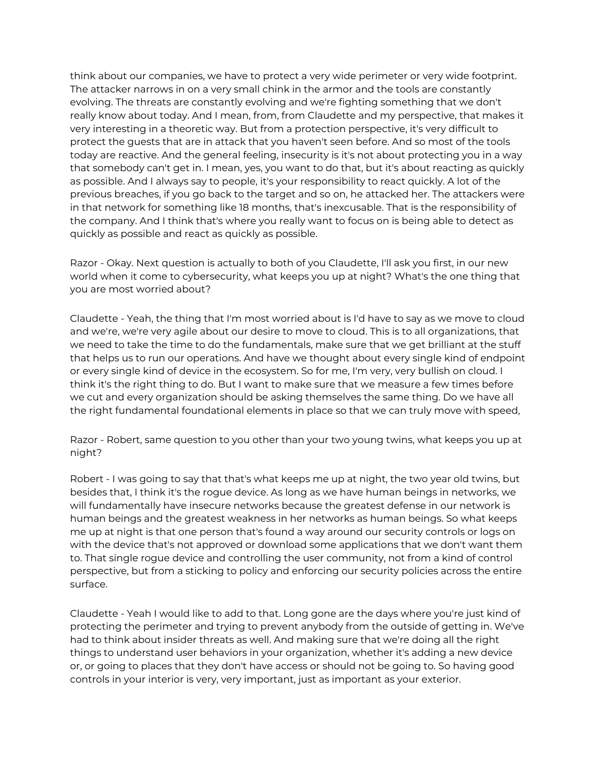think about our companies, we have to protect a very wide perimeter or very wide footprint. The attacker narrows in on a very small chink in the armor and the tools are constantly evolving. The threats are constantly evolving and we're fighting something that we don't really know about today. And I mean, from, from Claudette and my perspective, that makes it very interesting in a theoretic way. But from a protection perspective, it's very difficult to protect the guests that are in attack that you haven't seen before. And so most of the tools today are reactive. And the general feeling, insecurity is it's not about protecting you in a way that somebody can't get in. I mean, yes, you want to do that, but it's about reacting as quickly as possible. And I always say to people, it's your responsibility to react quickly. A lot of the previous breaches, if you go back to the target and so on, he attacked her. The attackers were in that network for something like 18 months, that's inexcusable. That is the responsibility of the company. And I think that's where you really want to focus on is being able to detect as quickly as possible and react as quickly as possible.

Razor - Okay. Next question is actually to both of you Claudette, I'll ask you first, in our new world when it come to cybersecurity, what keeps you up at night? What's the one thing that you are most worried about?

Claudette - Yeah, the thing that I'm most worried about is I'd have to say as we move to cloud and we're, we're very agile about our desire to move to cloud. This is to all organizations, that we need to take the time to do the fundamentals, make sure that we get brilliant at the stuff that helps us to run our operations. And have we thought about every single kind of endpoint or every single kind of device in the ecosystem. So for me, I'm very, very bullish on cloud. I think it's the right thing to do. But I want to make sure that we measure a few times before we cut and every organization should be asking themselves the same thing. Do we have all the right fundamental foundational elements in place so that we can truly move with speed,

Razor - Robert, same question to you other than your two young twins, what keeps you up at night?

Robert - I was going to say that that's what keeps me up at night, the two year old twins, but besides that, I think it's the rogue device. As long as we have human beings in networks, we will fundamentally have insecure networks because the greatest defense in our network is human beings and the greatest weakness in her networks as human beings. So what keeps me up at night is that one person that's found a way around our security controls or logs on with the device that's not approved or download some applications that we don't want them to. That single rogue device and controlling the user community, not from a kind of control perspective, but from a sticking to policy and enforcing our security policies across the entire surface.

Claudette - Yeah I would like to add to that. Long gone are the days where you're just kind of protecting the perimeter and trying to prevent anybody from the outside of getting in. We've had to think about insider threats as well. And making sure that we're doing all the right things to understand user behaviors in your organization, whether it's adding a new device or, or going to places that they don't have access or should not be going to. So having good controls in your interior is very, very important, just as important as your exterior.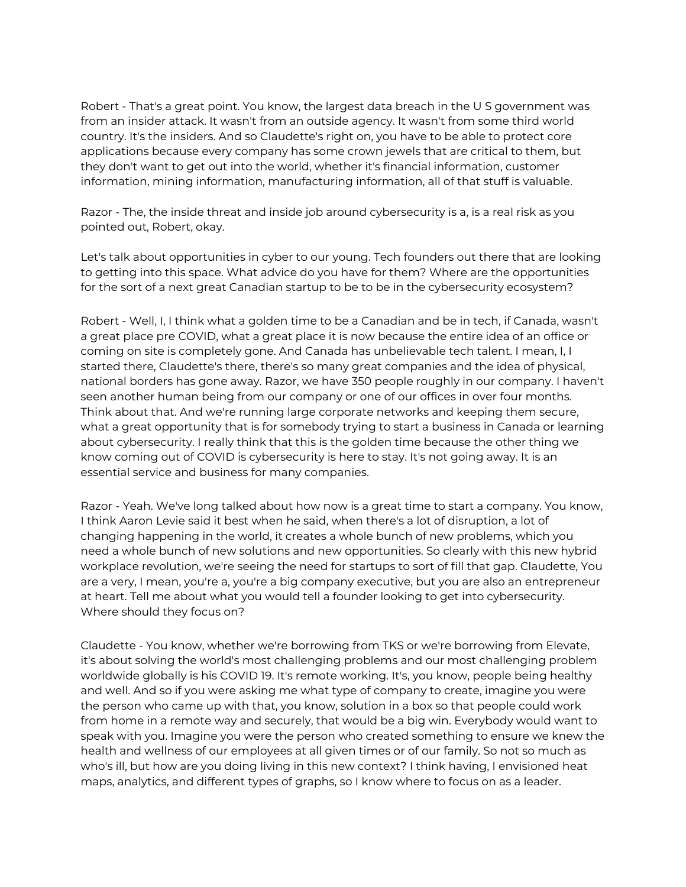Robert - That's a great point. You know, the largest data breach in the U S government was from an insider attack. It wasn't from an outside agency. It wasn't from some third world country. It's the insiders. And so Claudette's right on, you have to be able to protect core applications because every company has some crown jewels that are critical to them, but they don't want to get out into the world, whether it's financial information, customer information, mining information, manufacturing information, all of that stuff is valuable.

Razor - The, the inside threat and inside job around cybersecurity is a, is a real risk as you pointed out, Robert, okay.

Let's talk about opportunities in cyber to our young. Tech founders out there that are looking to getting into this space. What advice do you have for them? Where are the opportunities for the sort of a next great Canadian startup to be to be in the cybersecurity ecosystem?

Robert - Well, I, I think what a golden time to be a Canadian and be in tech, if Canada, wasn't a great place pre COVID, what a great place it is now because the entire idea of an office or coming on site is completely gone. And Canada has unbelievable tech talent. I mean, I, I started there, Claudette's there, there's so many great companies and the idea of physical, national borders has gone away. Razor, we have 350 people roughly in our company. I haven't seen another human being from our company or one of our offices in over four months. Think about that. And we're running large corporate networks and keeping them secure, what a great opportunity that is for somebody trying to start a business in Canada or learning about cybersecurity. I really think that this is the golden time because the other thing we know coming out of COVID is cybersecurity is here to stay. It's not going away. It is an essential service and business for many companies.

Razor - Yeah. We've long talked about how now is a great time to start a company. You know, I think Aaron Levie said it best when he said, when there's a lot of disruption, a lot of changing happening in the world, it creates a whole bunch of new problems, which you need a whole bunch of new solutions and new opportunities. So clearly with this new hybrid workplace revolution, we're seeing the need for startups to sort of fill that gap. Claudette, You are a very, I mean, you're a, you're a big company executive, but you are also an entrepreneur at heart. Tell me about what you would tell a founder looking to get into cybersecurity. Where should they focus on?

Claudette - You know, whether we're borrowing from TKS or we're borrowing from Elevate, it's about solving the world's most challenging problems and our most challenging problem worldwide globally is his COVID 19. It's remote working. It's, you know, people being healthy and well. And so if you were asking me what type of company to create, imagine you were the person who came up with that, you know, solution in a box so that people could work from home in a remote way and securely, that would be a big win. Everybody would want to speak with you. Imagine you were the person who created something to ensure we knew the health and wellness of our employees at all given times or of our family. So not so much as who's ill, but how are you doing living in this new context? I think having, I envisioned heat maps, analytics, and different types of graphs, so I know where to focus on as a leader.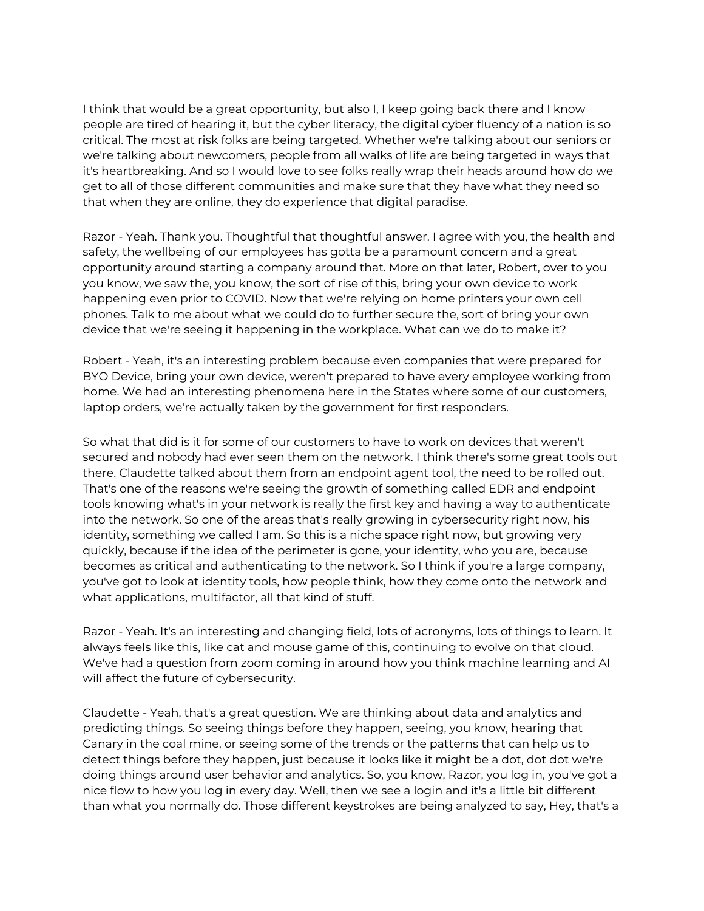I think that would be a great opportunity, but also I, I keep going back there and I know people are tired of hearing it, but the cyber literacy, the digital cyber fluency of a nation is so critical. The most at risk folks are being targeted. Whether we're talking about our seniors or we're talking about newcomers, people from all walks of life are being targeted in ways that it's heartbreaking. And so I would love to see folks really wrap their heads around how do we get to all of those different communities and make sure that they have what they need so that when they are online, they do experience that digital paradise.

Razor - Yeah. Thank you. Thoughtful that thoughtful answer. I agree with you, the health and safety, the wellbeing of our employees has gotta be a paramount concern and a great opportunity around starting a company around that. More on that later, Robert, over to you you know, we saw the, you know, the sort of rise of this, bring your own device to work happening even prior to COVID. Now that we're relying on home printers your own cell phones. Talk to me about what we could do to further secure the, sort of bring your own device that we're seeing it happening in the workplace. What can we do to make it?

Robert - Yeah, it's an interesting problem because even companies that were prepared for BYO Device, bring your own device, weren't prepared to have every employee working from home. We had an interesting phenomena here in the States where some of our customers, laptop orders, we're actually taken by the government for first responders.

So what that did is it for some of our customers to have to work on devices that weren't secured and nobody had ever seen them on the network. I think there's some great tools out there. Claudette talked about them from an endpoint agent tool, the need to be rolled out. That's one of the reasons we're seeing the growth of something called EDR and endpoint tools knowing what's in your network is really the first key and having a way to authenticate into the network. So one of the areas that's really growing in cybersecurity right now, his identity, something we called I am. So this is a niche space right now, but growing very quickly, because if the idea of the perimeter is gone, your identity, who you are, because becomes as critical and authenticating to the network. So I think if you're a large company, you've got to look at identity tools, how people think, how they come onto the network and what applications, multifactor, all that kind of stuff.

Razor - Yeah. It's an interesting and changing field, lots of acronyms, lots of things to learn. It always feels like this, like cat and mouse game of this, continuing to evolve on that cloud. We've had a question from zoom coming in around how you think machine learning and AI will affect the future of cybersecurity.

Claudette - Yeah, that's a great question. We are thinking about data and analytics and predicting things. So seeing things before they happen, seeing, you know, hearing that Canary in the coal mine, or seeing some of the trends or the patterns that can help us to detect things before they happen, just because it looks like it might be a dot, dot dot we're doing things around user behavior and analytics. So, you know, Razor, you log in, you've got a nice flow to how you log in every day. Well, then we see a login and it's a little bit different than what you normally do. Those different keystrokes are being analyzed to say, Hey, that's a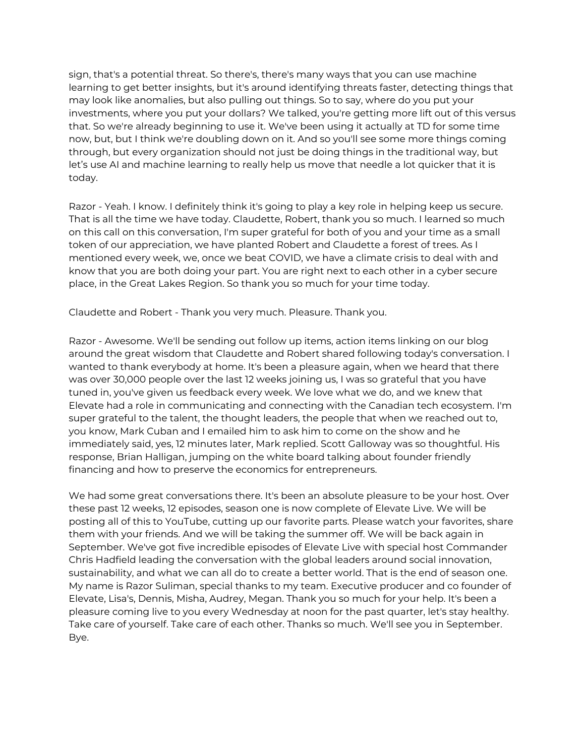sign, that's a potential threat. So there's, there's many ways that you can use machine learning to get better insights, but it's around identifying threats faster, detecting things that may look like anomalies, but also pulling out things. So to say, where do you put your investments, where you put your dollars? We talked, you're getting more lift out of this versus that. So we're already beginning to use it. We've been using it actually at TD for some time now, but, but I think we're doubling down on it. And so you'll see some more things coming through, but every organization should not just be doing things in the traditional way, but let's use AI and machine learning to really help us move that needle a lot quicker that it is today.

Razor - Yeah. I know. I definitely think it's going to play a key role in helping keep us secure. That is all the time we have today. Claudette, Robert, thank you so much. I learned so much on this call on this conversation, I'm super grateful for both of you and your time as a small token of our appreciation, we have planted Robert and Claudette a forest of trees. As I mentioned every week, we, once we beat COVID, we have a climate crisis to deal with and know that you are both doing your part. You are right next to each other in a cyber secure place, in the Great Lakes Region. So thank you so much for your time today.

Claudette and Robert - Thank you very much. Pleasure. Thank you.

Razor - Awesome. We'll be sending out follow up items, action items linking on our blog around the great wisdom that Claudette and Robert shared following today's conversation. I wanted to thank everybody at home. It's been a pleasure again, when we heard that there was over 30,000 people over the last 12 weeks joining us, I was so grateful that you have tuned in, you've given us feedback every week. We love what we do, and we knew that Elevate had a role in communicating and connecting with the Canadian tech ecosystem. I'm super grateful to the talent, the thought leaders, the people that when we reached out to, you know, Mark Cuban and I emailed him to ask him to come on the show and he immediately said, yes, 12 minutes later, Mark replied. Scott Galloway was so thoughtful. His response, Brian Halligan, jumping on the white board talking about founder friendly financing and how to preserve the economics for entrepreneurs.

We had some great conversations there. It's been an absolute pleasure to be your host. Over these past 12 weeks, 12 episodes, season one is now complete of Elevate Live. We will be posting all of this to YouTube, cutting up our favorite parts. Please watch your favorites, share them with your friends. And we will be taking the summer off. We will be back again in September. We've got five incredible episodes of Elevate Live with special host Commander Chris Hadfield leading the conversation with the global leaders around social innovation, sustainability, and what we can all do to create a better world. That is the end of season one. My name is Razor Suliman, special thanks to my team. Executive producer and co founder of Elevate, Lisa's, Dennis, Misha, Audrey, Megan. Thank you so much for your help. It's been a pleasure coming live to you every Wednesday at noon for the past quarter, let's stay healthy. Take care of yourself. Take care of each other. Thanks so much. We'll see you in September. Bye.